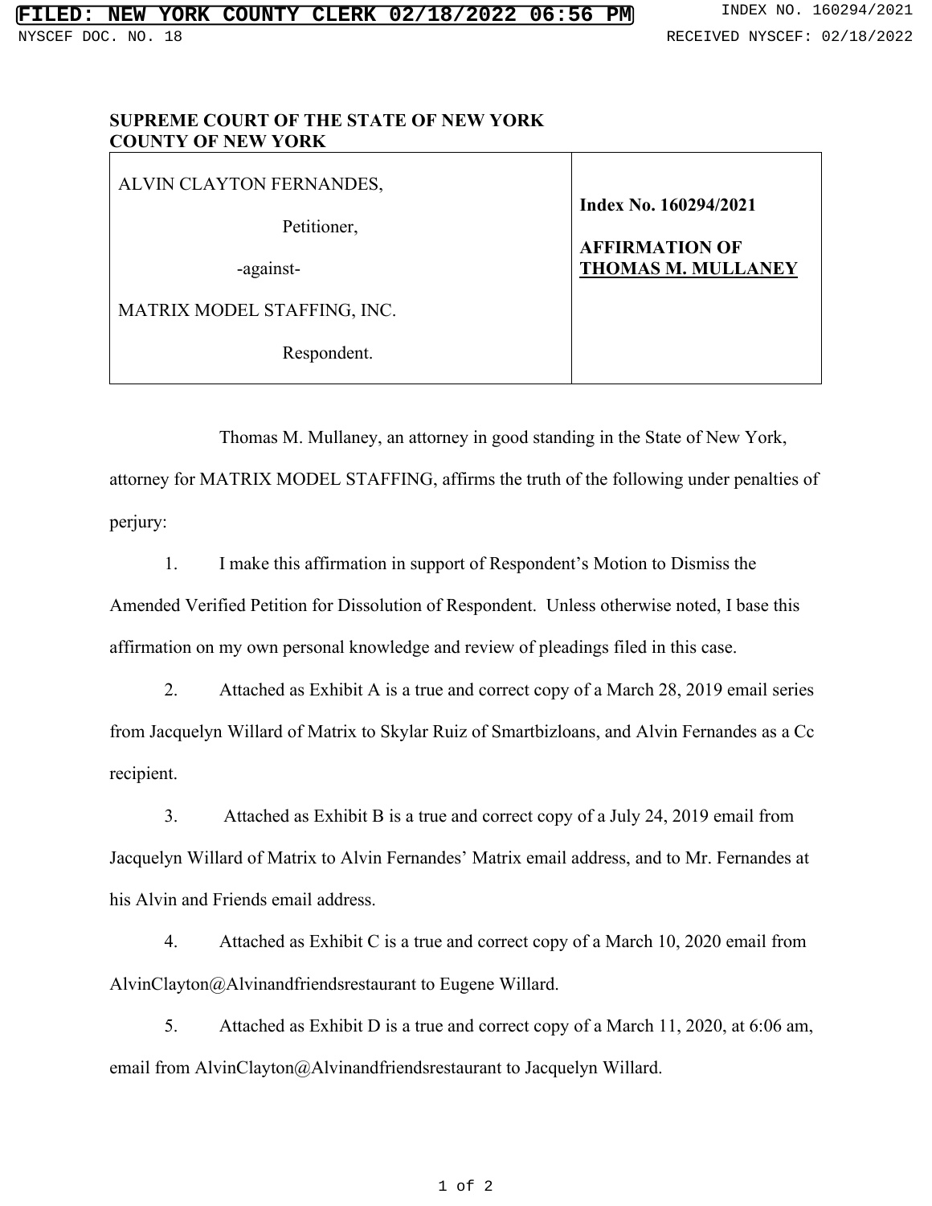**SUPREME COURT OF THE STATE OF NEW YORK**
**COUNTY OF NEW YORK**

| ALVIN CLAYTON FERNANDES,<br><br>Petitioner,<br><br>-against-<br><br>MATRIX MODEL STAFFING, INC.<br><br>Respondent. | **Index No. 160294/2021**<br><br>**AFFIRMATION OF THOMAS M. MULLANEY** |
|---|---|

Thomas M. Mullaney, an attorney in good standing in the State of New York, attorney for MATRIX MODEL STAFFING, affirms the truth of the following under penalties of perjury:

1. I make this affirmation in support of Respondent's Motion to Dismiss the Amended Verified Petition for Dissolution of Respondent. Unless otherwise noted, I base this affirmation on my own personal knowledge and review of pleadings filed in this case.

2. Attached as Exhibit A is a true and correct copy of a March 28, 2019 email series from Jacquelyn Willard of Matrix to Skylar Ruiz of Smartbizloans, and Alvin Fernandes as a Cc recipient.

3. Attached as Exhibit B is a true and correct copy of a July 24, 2019 email from Jacquelyn Willard of Matrix to Alvin Fernandes' Matrix email address, and to Mr. Fernandes at his Alvin and Friends email address.

4. Attached as Exhibit C is a true and correct copy of a March 10, 2020 email from AlvinClayton@Alvinandfriendsrestaurant to Eugene Willard.

5. Attached as Exhibit D is a true and correct copy of a March 11, 2020, at 6:06 am, email from AlvinClayton@Alvinandfriendsrestaurant to Jacquelyn Willard.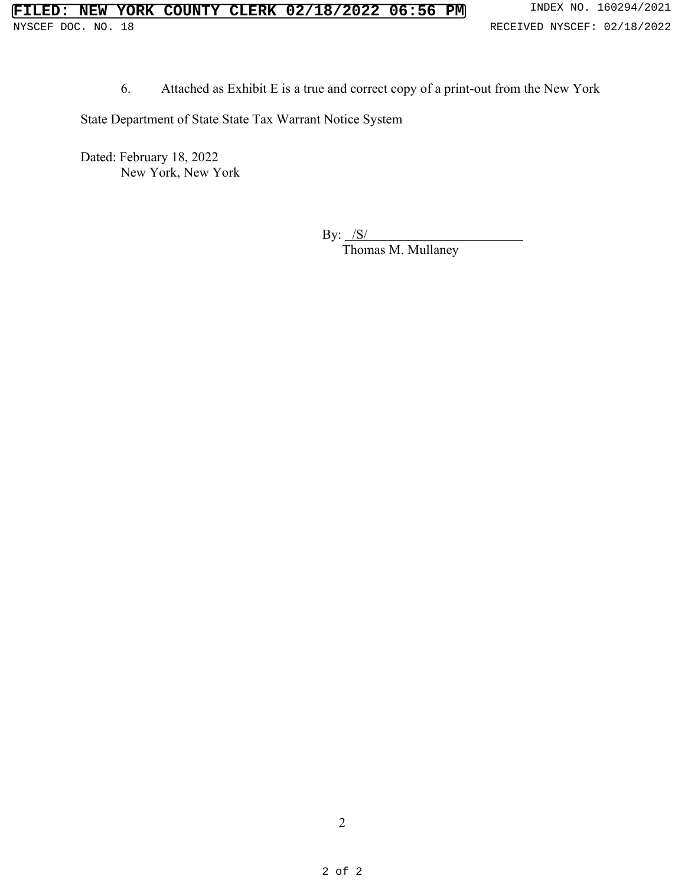6. Attached as Exhibit E is a true and correct copy of a print-out from the New York State Department of State State Tax Warrant Notice System

Dated: February 18, 2022
New York, New York

By: /S/
Thomas M. Mullaney